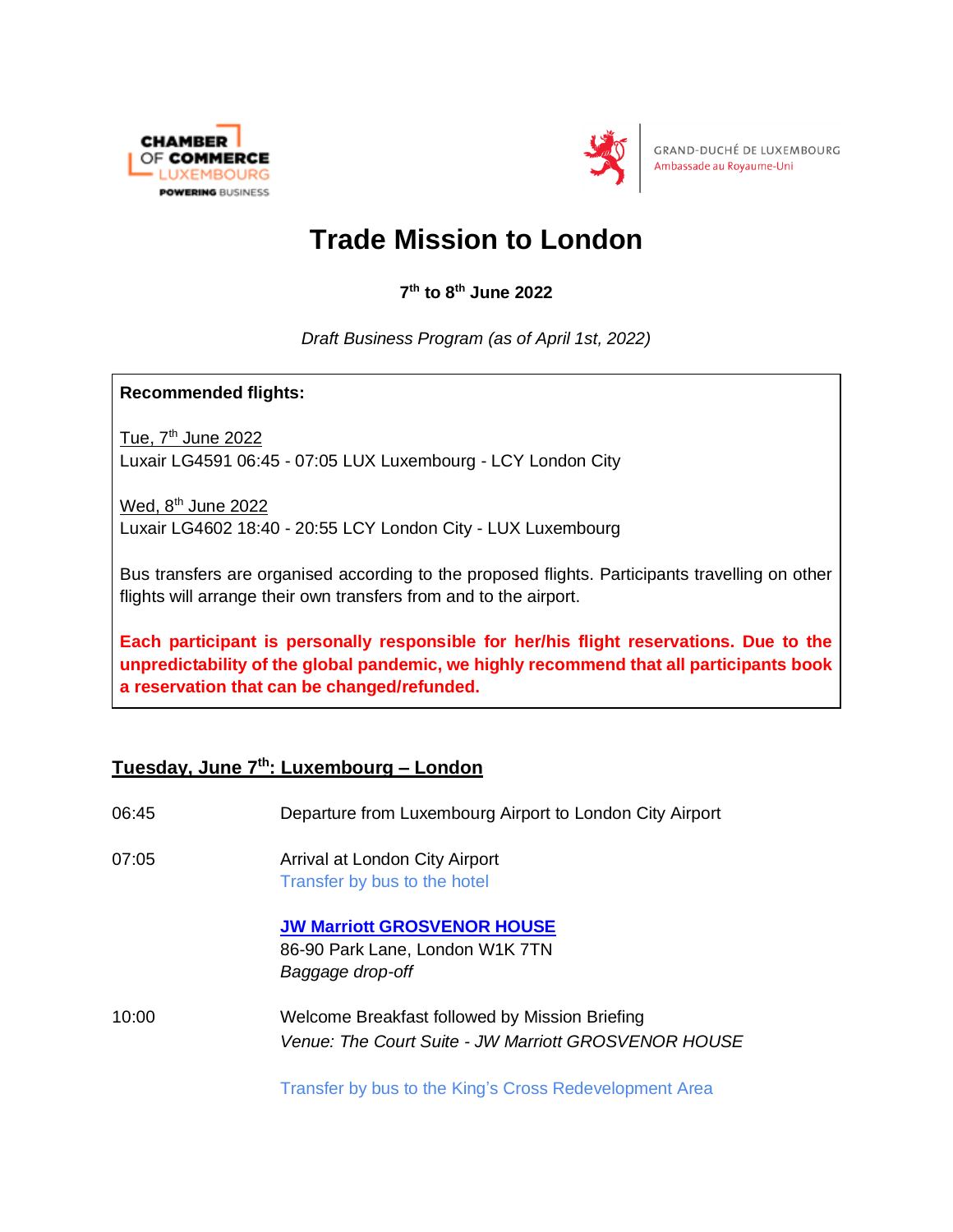CHAMBER OF COMMERCE LUXEMBOURG
POWERING BUSINESS

GRAND-DUCHÉ DE LUXEMBOURG
Ambassade au Royaume-Uni

# Trade Mission to London

**7th to 8th June 2022**

*Draft Business Program (as of April 1st, 2022)*

**Recommended flights:**

Tue, 7th June 2022
Luxair LG4591 06:45 - 07:05 LUX Luxembourg - LCY London City

Wed, 8th June 2022
Luxair LG4602 18:40 - 20:55 LCY London City - LUX Luxembourg

Bus transfers are organised according to the proposed flights. Participants travelling on other flights will arrange their own transfers from and to the airport.

**Each participant is personally responsible for her/his flight reservations. Due to the unpredictability of the global pandemic, we highly recommend that all participants book a reservation that can be changed/refunded.**

## Tuesday, June 7th: Luxembourg – London

06:45 Departure from Luxembourg Airport to London City Airport

07:05 Arrival at London City Airport
Transfer by bus to the hotel

**JW Marriott GROSVENOR HOUSE**
86-90 Park Lane, London W1K 7TN
*Baggage drop-off*

10:00 Welcome Breakfast followed by Mission Briefing
*Venue: The Court Suite - JW Marriott GROSVENOR HOUSE*

Transfer by bus to the King's Cross Redevelopment Area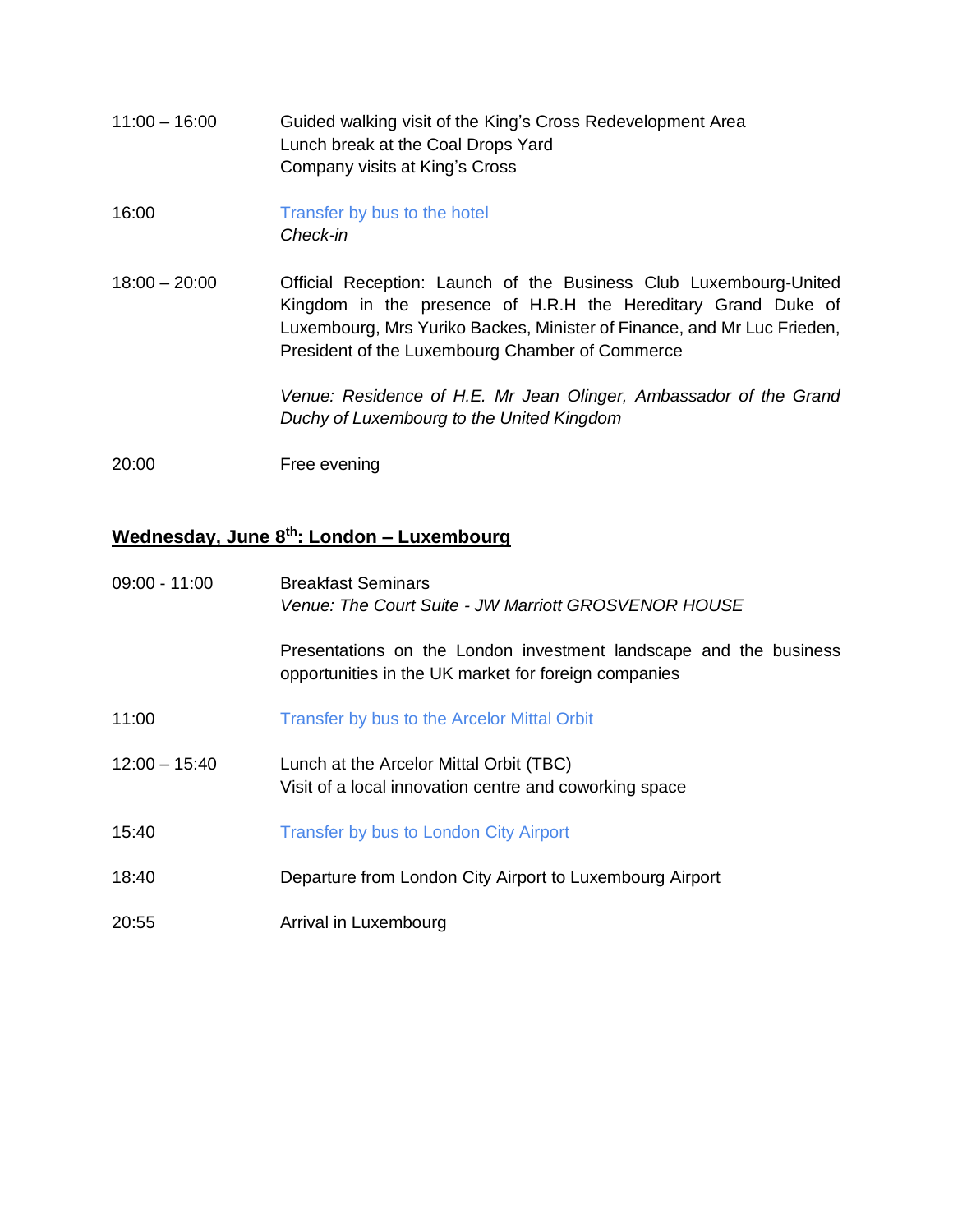| | |
|---|---|
| 11:00 – 16:00 | Guided walking visit of the King's Cross Redevelopment Area<br>Lunch break at the Coal Drops Yard<br>Company visits at King's Cross |
| 16:00 | Transfer by bus to the hotel<br>*Check-in* |
| 18:00 – 20:00 | Official Reception: Launch of the Business Club Luxembourg-United Kingdom in the presence of H.R.H the Hereditary Grand Duke of Luxembourg, Mrs Yuriko Backes, Minister of Finance, and Mr Luc Frieden, President of the Luxembourg Chamber of Commerce<br><br>*Venue: Residence of H.E. Mr Jean Olinger, Ambassador of the Grand Duchy of Luxembourg to the United Kingdom* |
| 20:00 | Free evening |

## Wednesday, June 8th: London – Luxembourg

| | |
|---|---|
| 09:00 - 11:00 | Breakfast Seminars<br>*Venue: The Court Suite - JW Marriott GROSVENOR HOUSE*<br><br>Presentations on the London investment landscape and the business opportunities in the UK market for foreign companies |
| 11:00 | Transfer by bus to the Arcelor Mittal Orbit |
| 12:00 – 15:40 | Lunch at the Arcelor Mittal Orbit (TBC)<br>Visit of a local innovation centre and coworking space |
| 15:40 | Transfer by bus to London City Airport |
| 18:40 | Departure from London City Airport to Luxembourg Airport |
| 20:55 | Arrival in Luxembourg |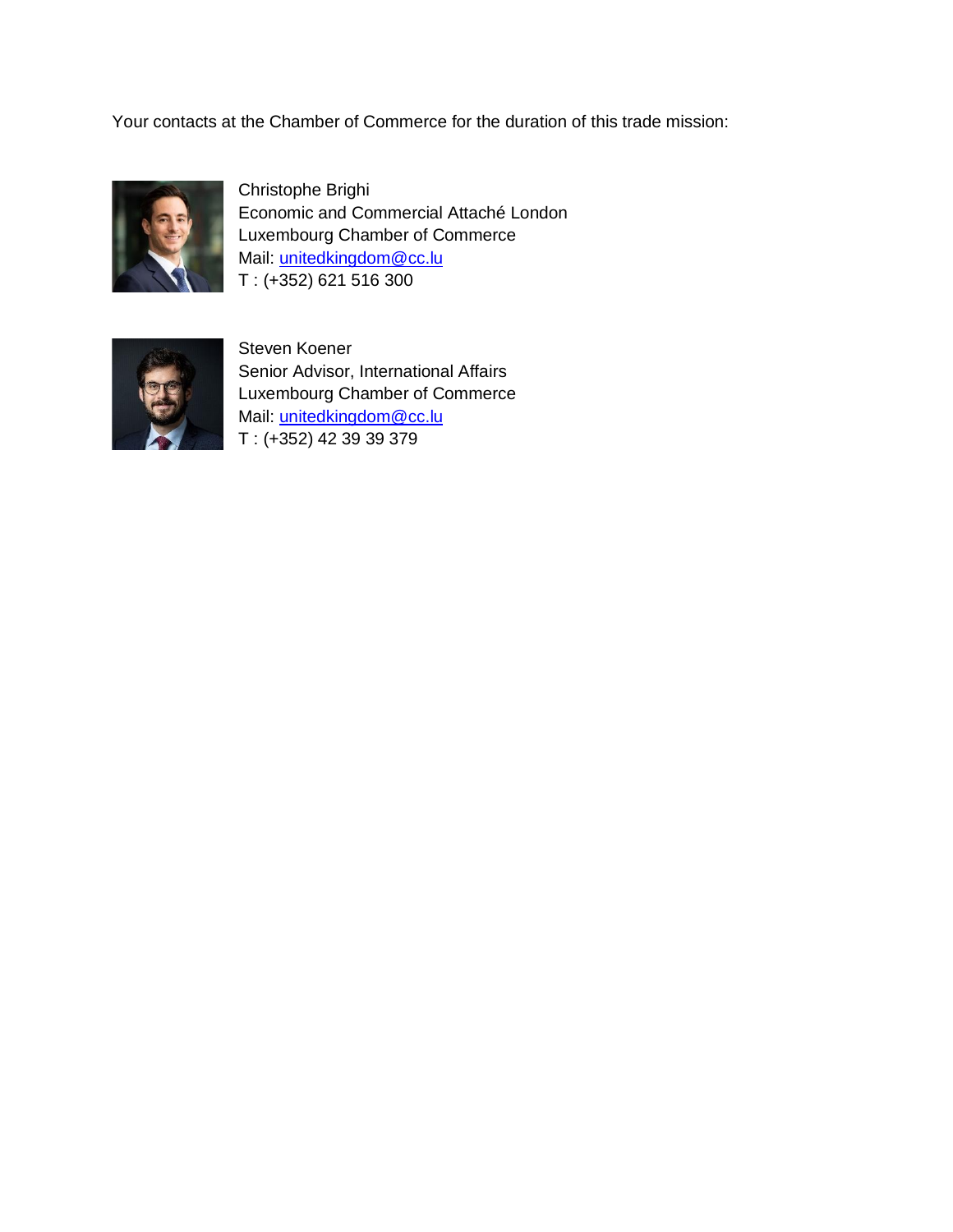Your contacts at the Chamber of Commerce for the duration of this trade mission:

Christophe Brighi
Economic and Commercial Attaché London
Luxembourg Chamber of Commerce
Mail: [unitedkingdom@cc.lu](mailto:unitedkingdom@cc.lu)
T : (+352) 621 516 300

Steven Koener
Senior Advisor, International Affairs
Luxembourg Chamber of Commerce
Mail: [unitedkingdom@cc.lu](mailto:unitedkingdom@cc.lu)
T : (+352) 42 39 39 379